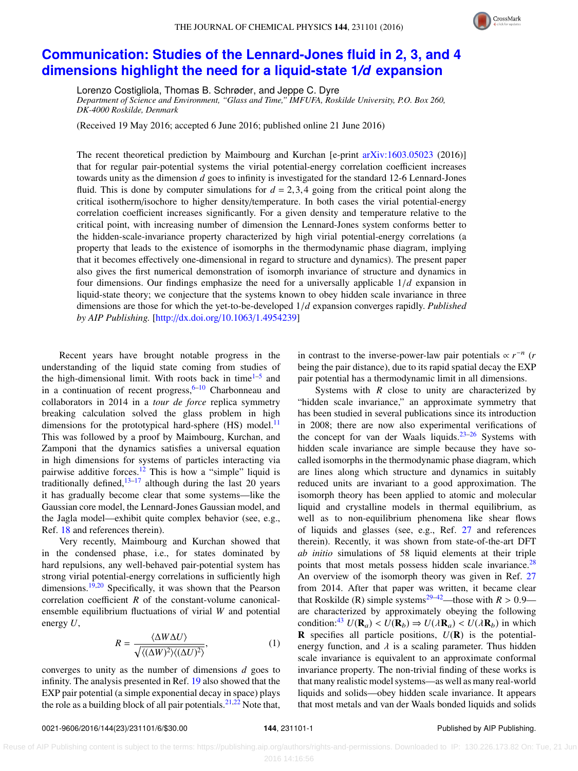# Communication: Studies of the Lennard-Jones fluid in 2, 3, and 4 dimensions highlight the need for a liquid-state 1/*d* expansion

Lorenzo Costigliola, Thomas B. Schrøder, and Jeppe C. Dyre

*Department of Science and Environment, "Glass and Time," IMFUFA, Roskilde University, P.O. Box 260, DK-4000 Roskilde, Denmark*

(Received 19 May 2016; accepted 6 June 2016; published online 21 June 2016)

The recent theoretical prediction by Maimbourg and Kurchan [e-print arXiv:1603.05023 (2016)] that for regular pair-potential systems the virial potential-energy correlation coefficient increases towards unity as the dimension $d$ goes to infinity is investigated for the standard 12-6 Lennard-Jones fluid. This is done by computer simulations for $d = 2,3,4$ going from the critical point along the critical isotherm/isochore to higher density/temperature. In both cases the virial potential-energy correlation coefficient increases significantly. For a given density and temperature relative to the critical point, with increasing number of dimension the Lennard-Jones system conforms better to the hidden-scale-invariance property characterized by high virial potential-energy correlations (a property that leads to the existence of isomorphs in the thermodynamic phase diagram, implying that it becomes effectively one-dimensional in regard to structure and dynamics). The present paper also gives the first numerical demonstration of isomorph invariance of structure and dynamics in four dimensions. Our findings emphasize the need for a universally applicable $1/d$ expansion in liquid-state theory; we conjecture that the systems known to obey hidden scale invariance in three dimensions are those for which the yet-to-be-developed $1/d$ expansion converges rapidly. *Published by AIP Publishing.* [http://dx.doi.org/10.1063/1.4954239]

Recent years have brought notable progress in the understanding of the liquid state coming from studies of the high-dimensional limit. With roots back in time[1–5] and in a continuation of recent progress,[6–10] Charbonneau and collaborators in 2014 in a *tour de force* replica symmetry breaking calculation solved the glass problem in high dimensions for the prototypical hard-sphere (HS) model.[11] This was followed by a proof by Maimbourg, Kurchan, and Zamponi that the dynamics satisfies a universal equation in high dimensions for systems of particles interacting via pairwise additive forces.[12] This is how a "simple" liquid is traditionally defined,[13–17] although during the last 20 years it has gradually become clear that some systems—like the Gaussian core model, the Lennard-Jones Gaussian model, and the Jagla model—exhibit quite complex behavior (see, e.g., Ref. 18 and references therein).

Very recently, Maimbourg and Kurchan showed that in the condensed phase, i.e., for states dominated by hard repulsions, any well-behaved pair-potential system has strong virial potential-energy correlations in sufficiently high dimensions.[19,20] Specifically, it was shown that the Pearson correlation coefficient $R$ of the constant-volume canonical-ensemble equilibrium fluctuations of virial $W$ and potential energy $U$,

$$R = \frac{\langle \Delta W \Delta U \rangle}{\sqrt{\langle (\Delta W)^2 \rangle \langle (\Delta U)^2 \rangle}}, \tag{1}$$

converges to unity as the number of dimensions $d$ goes to infinity. The analysis presented in Ref. 19 also showed that the EXP pair potential (a simple exponential decay in space) plays the role as a building block of all pair potentials.[21,22] Note that, in contrast to the inverse-power-law pair potentials $\propto r^{-n}$ ($r$ being the pair distance), due to its rapid spatial decay the EXP pair potential has a thermodynamic limit in all dimensions.

Systems with $R$ close to unity are characterized by "hidden scale invariance," an approximate symmetry that has been studied in several publications since its introduction in 2008; there are now also experimental verifications of the concept for van der Waals liquids.[23–26] Systems with hidden scale invariance are simple because they have so-called isomorphs in the thermodynamic phase diagram, which are lines along which structure and dynamics in suitably reduced units are invariant to a good approximation. The isomorph theory has been applied to atomic and molecular liquid and crystalline models in thermal equilibrium, as well as to non-equilibrium phenomena like shear flows of liquids and glasses (see, e.g., Ref. 27 and references therein). Recently, it was shown from state-of-the-art DFT *ab initio* simulations of 58 liquid elements at their triple points that most metals possess hidden scale invariance.[28] An overview of the isomorph theory was given in Ref. 27 from 2014. After that paper was written, it became clear that Roskilde (R) simple systems[29–42]—those with $R > 0.9$—are characterized by approximately obeying the following condition:[43] $U(\mathbf{R}_a) < U(\mathbf{R}_b) \Rightarrow U(\lambda\mathbf{R}_a) < U(\lambda\mathbf{R}_b)$ in which $\mathbf{R}$ specifies all particle positions, $U(\mathbf{R})$ is the potential-energy function, and $\lambda$ is a scaling parameter. Thus hidden scale invariance is equivalent to an approximate conformal invariance property. The non-trivial finding of these works is that many realistic model systems—as well as many real-world liquids and solids—obey hidden scale invariance. It appears that most metals and van der Waals bonded liquids and solids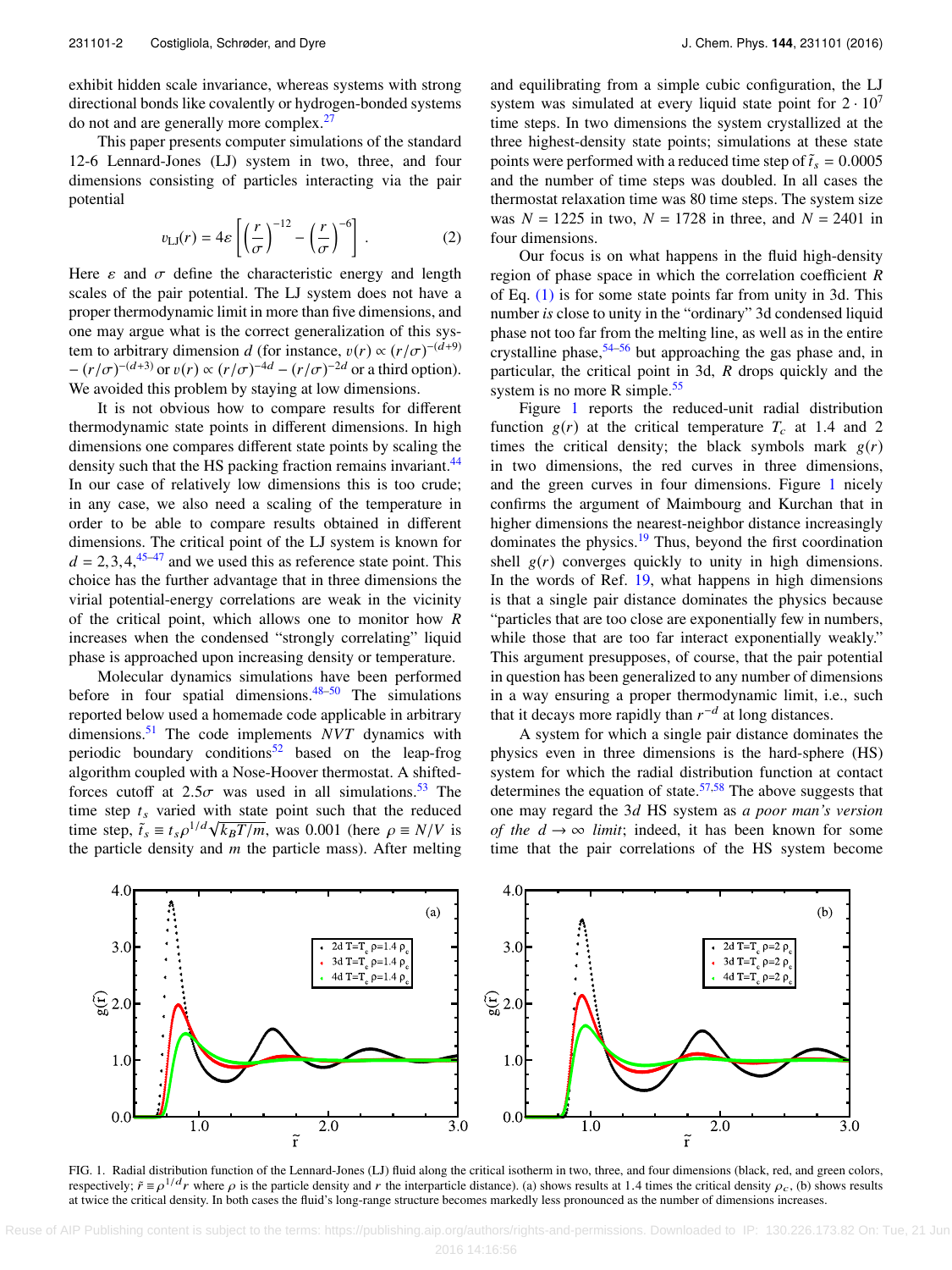exhibit hidden scale invariance, whereas systems with strong directional bonds like covalently or hydrogen-bonded systems do not and are generally more complex.[27]

This paper presents computer simulations of the standard 12-6 Lennard-Jones (LJ) system in two, three, and four dimensions consisting of particles interacting via the pair potential

$$v_{\rm LJ}(r) = 4\varepsilon\left[\left(\frac{r}{\sigma}\right)^{-12} - \left(\frac{r}{\sigma}\right)^{-6}\right]. \tag{2}$$

Here $\varepsilon$ and $\sigma$ define the characteristic energy and length scales of the pair potential. The LJ system does not have a proper thermodynamic limit in more than five dimensions, and one may argue what is the correct generalization of this system to arbitrary dimension $d$ (for instance, $v(r) \propto (r/\sigma)^{-(d+9)} - (r/\sigma)^{-(d+3)}$ or $v(r) \propto (r/\sigma)^{-4d} - (r/\sigma)^{-2d}$ or a third option). We avoided this problem by staying at low dimensions.

It is not obvious how to compare results for different thermodynamic state points in different dimensions. In high dimensions one compares different state points by scaling the density such that the HS packing fraction remains invariant.[44] In our case of relatively low dimensions this is too crude; in any case, we also need a scaling of the temperature in order to be able to compare results obtained in different dimensions. The critical point of the LJ system is known for $d = 2,3,4$,[45–47] and we used this as reference state point. This choice has the further advantage that in three dimensions the virial potential-energy correlations are weak in the vicinity of the critical point, which allows one to monitor how $R$ increases when the condensed "strongly correlating" liquid phase is approached upon increasing density or temperature.

Molecular dynamics simulations have been performed before in four spatial dimensions.[48–50] The simulations reported below used a homemade code applicable in arbitrary dimensions.[51] The code implements *NVT* dynamics with periodic boundary conditions[52] based on the leap-frog algorithm coupled with a Nose-Hoover thermostat. A shifted-forces cutoff at $2.5\sigma$ was used in all simulations.[53] The time step $t_s$ varied with state point such that the reduced time step, $\tilde{t}_s \equiv t_s\rho^{1/d}\sqrt{k_BT/m}$, was 0.001 (here $\rho \equiv N/V$ is the particle density and $m$ the particle mass). After melting and equilibrating from a simple cubic configuration, the LJ system was simulated at every liquid state point for $2\cdot 10^7$ time steps. In two dimensions the system crystallized at the three highest-density state points; simulations at these state points were performed with a reduced time step of $\tilde{t}_s = 0.0005$ and the number of time steps was doubled. In all cases the thermostat relaxation time was 80 time steps. The system size was $N = 1225$ in two, $N = 1728$ in three, and $N = 2401$ in four dimensions.

Our focus is on what happens in the fluid high-density region of phase space in which the correlation coefficient $R$ of Eq. (1) is for some state points far from unity in 3d. This number *is* close to unity in the "ordinary" 3d condensed liquid phase not too far from the melting line, as well as in the entire crystalline phase,[54–56] but approaching the gas phase and, in particular, the critical point in 3d, $R$ drops quickly and the system is no more R simple.[55]

Figure 1 reports the reduced-unit radial distribution function $g(r)$ at the critical temperature $T_c$ at 1.4 and 2 times the critical density; the black symbols mark $g(r)$ in two dimensions, the red curves in three dimensions, and the green curves in four dimensions. Figure 1 nicely confirms the argument of Maimbourg and Kurchan that in higher dimensions the nearest-neighbor distance increasingly dominates the physics.[19] Thus, beyond the first coordination shell $g(r)$ converges quickly to unity in high dimensions. In the words of Ref. 19, what happens in high dimensions is that a single pair distance dominates the physics because "particles that are too close are exponentially few in numbers, while those that are too far interact exponentially weakly." This argument presupposes, of course, that the pair potential in question has been generalized to any number of dimensions in a way ensuring a proper thermodynamic limit, i.e., such that it decays more rapidly than $r^{-d}$ at long distances.

A system for which a single pair distance dominates the physics even in three dimensions is the hard-sphere (HS) system for which the radial distribution function at contact determines the equation of state.[57,58] The above suggests that one may regard the 3$d$ HS system as *a poor man's version of the $d \to \infty$ limit*; indeed, it has been known for some time that the pair correlations of the HS system become

FIG. 1. Radial distribution function of the Lennard-Jones (LJ) fluid along the critical isotherm in two, three, and four dimensions (black, red, and green colors, respectively; $\tilde{r} \equiv \rho^{1/d}r$ where $\rho$ is the particle density and $r$ the interparticle distance). (a) shows results at 1.4 times the critical density $\rho_c$, (b) shows results at twice the critical density. In both cases the fluid's long-range structure becomes markedly less pronounced as the number of dimensions increases.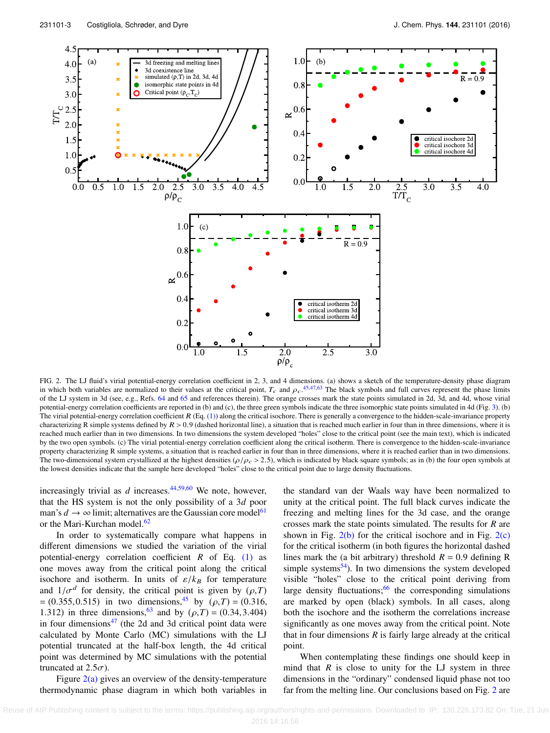FIG. 2. The LJ fluid's virial potential-energy correlation coefficient in 2, 3, and 4 dimensions. (a) shows a sketch of the temperature-density phase diagram in which both variables are normalized to their values at the critical point, $T_c$ and $\rho_c$.[45,47,63] The black symbols and full curves represent the phase limits of the LJ system in 3d (see, e.g., Refs. 64 and 65 and references therein). The orange crosses mark the state points simulated in 2d, 3d, and 4d, whose virial potential-energy correlation coefficients are reported in (b) and (c), the three green symbols indicate the three isomorphic state points simulated in 4d (Fig. 3). (b) The virial potential-energy correlation coefficient $R$ (Eq. (1)) along the critical isochore. There is generally a convergence to the hidden-scale-invariance property characterizing R simple systems defined by $R > 0.9$ (dashed horizontal line), a situation that is reached much earlier in four than in three dimensions, where it is reached much earlier than in two dimensions. In two dimensions the system developed "holes" close to the critical point (see the main text), which is indicated by the two open symbols. (c) The virial potential-energy correlation coefficient along the critical isotherm. There is convergence to the hidden-scale-invariance property characterizing R simple systems, a situation that is reached earlier in four than in three dimensions, where it is reached earlier than in two dimensions. The two-dimensional system crystallized at the highest densities ($\rho/\rho_c > 2.5$), which is indicated by black square symbols; as in (b) the four open symbols at the lowest densities indicate that the sample here developed "holes" close to the critical point due to large density fluctuations.

increasingly trivial as $d$ increases.[44,59,60] We note, however, that the HS system is not the only possibility of a 3$d$ poor man's $d \to \infty$ limit; alternatives are the Gaussian core model[61] or the Mari-Kurchan model.[62]

In order to systematically compare what happens in different dimensions we studied the variation of the virial potential-energy correlation coefficient $R$ of Eq. (1) as one moves away from the critical point along the critical isochore and isotherm. In units of $\varepsilon/k_B$ for temperature and $1/\sigma^d$ for density, the critical point is given by $(\rho,T) = (0.355, 0.515)$ in two dimensions,[45] by $(\rho,T) = (0.316, 1.312)$ in three dimensions,[63] and by $(\rho,T) = (0.34, 3.404)$ in four dimensions[47] (the 2d and 3d critical point data were calculated by Monte Carlo (MC) simulations with the LJ potential truncated at the half-box length, the 4d critical point was determined by MC simulations with the potential truncated at $2.5\sigma$).

Figure 2(a) gives an overview of the density-temperature thermodynamic phase diagram in which both variables in the standard van der Waals way have been normalized to unity at the critical point. The full black curves indicate the freezing and melting lines for the 3d case, and the orange crosses mark the state points simulated. The results for $R$ are shown in Fig. 2(b) for the critical isochore and in Fig. 2(c) for the critical isotherm (in both figures the horizontal dashed lines mark the (a bit arbitrary) threshold $R = 0.9$ defining R simple systems[54]). In two dimensions the system developed visible "holes" close to the critical point deriving from large density fluctuations;[66] the corresponding simulations are marked by open (black) symbols. In all cases, along both the isochore and the isotherm the correlations increase significantly as one moves away from the critical point. Note that in four dimensions $R$ is fairly large already at the critical point.

When contemplating these findings one should keep in mind that $R$ is close to unity for the LJ system in three dimensions in the "ordinary" condensed liquid phase not too far from the melting line. Our conclusions based on Fig. 2 are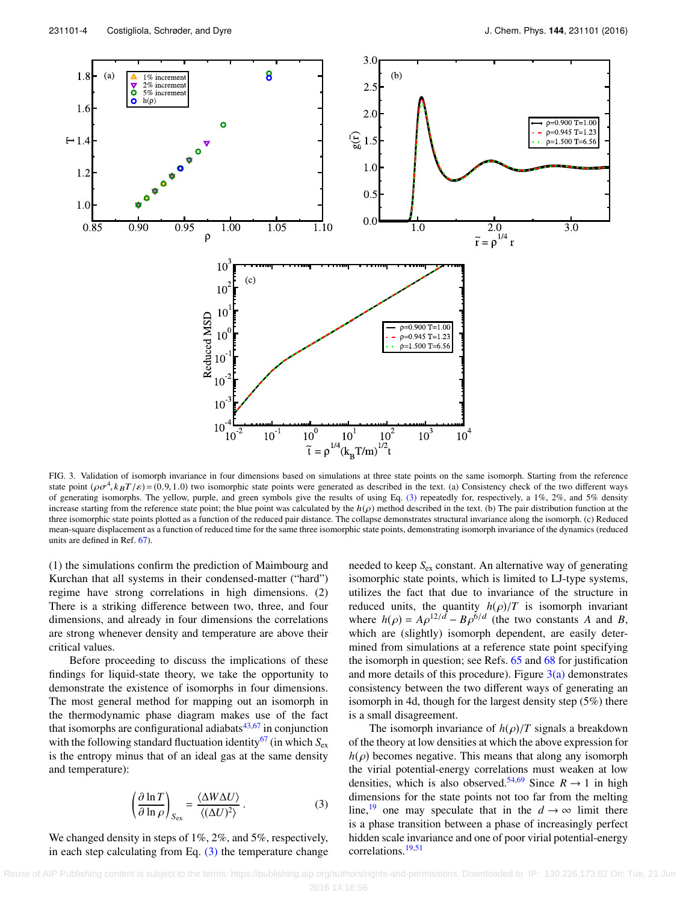FIG. 3. Validation of isomorph invariance in four dimensions based on simulations at three state points on the same isomorph. Starting from the reference state point $(\rho\sigma^4, k_BT/\varepsilon) = (0.9, 1.0)$ two isomorphic state points were generated as described in the text. (a) Consistency check of the two different ways of generating isomorphs. The yellow, purple, and green symbols give the results of using Eq. (3) repeatedly for, respectively, a 1%, 2%, and 5% density increase starting from the reference state point; the blue point was calculated by the $h(\rho)$ method described in the text. (b) The pair distribution function at the three isomorphic state points plotted as a function of the reduced pair distance. The collapse demonstrates structural invariance along the isomorph. (c) Reduced mean-square displacement as a function of reduced time for the same three isomorphic state points, demonstrating isomorph invariance of the dynamics (reduced units are defined in Ref. 67).

(1) the simulations confirm the prediction of Maimbourg and Kurchan that all systems in their condensed-matter ("hard") regime have strong correlations in high dimensions. (2) There is a striking difference between two, three, and four dimensions, and already in four dimensions the correlations are strong whenever density and temperature are above their critical values.

Before proceeding to discuss the implications of these findings for liquid-state theory, we take the opportunity to demonstrate the existence of isomorphs in four dimensions. The most general method for mapping out an isomorph in the thermodynamic phase diagram makes use of the fact that isomorphs are configurational adiabats[43,67] in conjunction with the following standard fluctuation identity[67] (in which $S_{\rm ex}$ is the entropy minus that of an ideal gas at the same density and temperature):

$$\left(\frac{\partial \ln T}{\partial \ln \rho}\right)_{S_{\rm ex}} = \frac{\langle \Delta W \Delta U\rangle}{\langle (\Delta U)^2\rangle}. \tag{3}$$

We changed density in steps of 1%, 2%, and 5%, respectively, in each step calculating from Eq. (3) the temperature change needed to keep $S_{\rm ex}$ constant. An alternative way of generating isomorphic state points, which is limited to LJ-type systems, utilizes the fact that due to invariance of the structure in reduced units, the quantity $h(\rho)/T$ is isomorph invariant where $h(\rho) = A\rho^{12/d} - B\rho^{6/d}$ (the two constants $A$ and $B$, which are (slightly) isomorph dependent, are easily determined from simulations at a reference state point specifying the isomorph in question; see Refs. 65 and 68 for justification and more details of this procedure). Figure 3(a) demonstrates consistency between the two different ways of generating an isomorph in 4d, though for the largest density step (5%) there is a small disagreement.

The isomorph invariance of $h(\rho)/T$ signals a breakdown of the theory at low densities at which the above expression for $h(\rho)$ becomes negative. This means that along any isomorph the virial potential-energy correlations must weaken at low densities, which is also observed.[54,69] Since $R \to 1$ in high dimensions for the state points not too far from the melting line,[19] one may speculate that in the $d \to \infty$ limit there is a phase transition between a phase of increasingly perfect hidden scale invariance and one of poor virial potential-energy correlations.[19,51]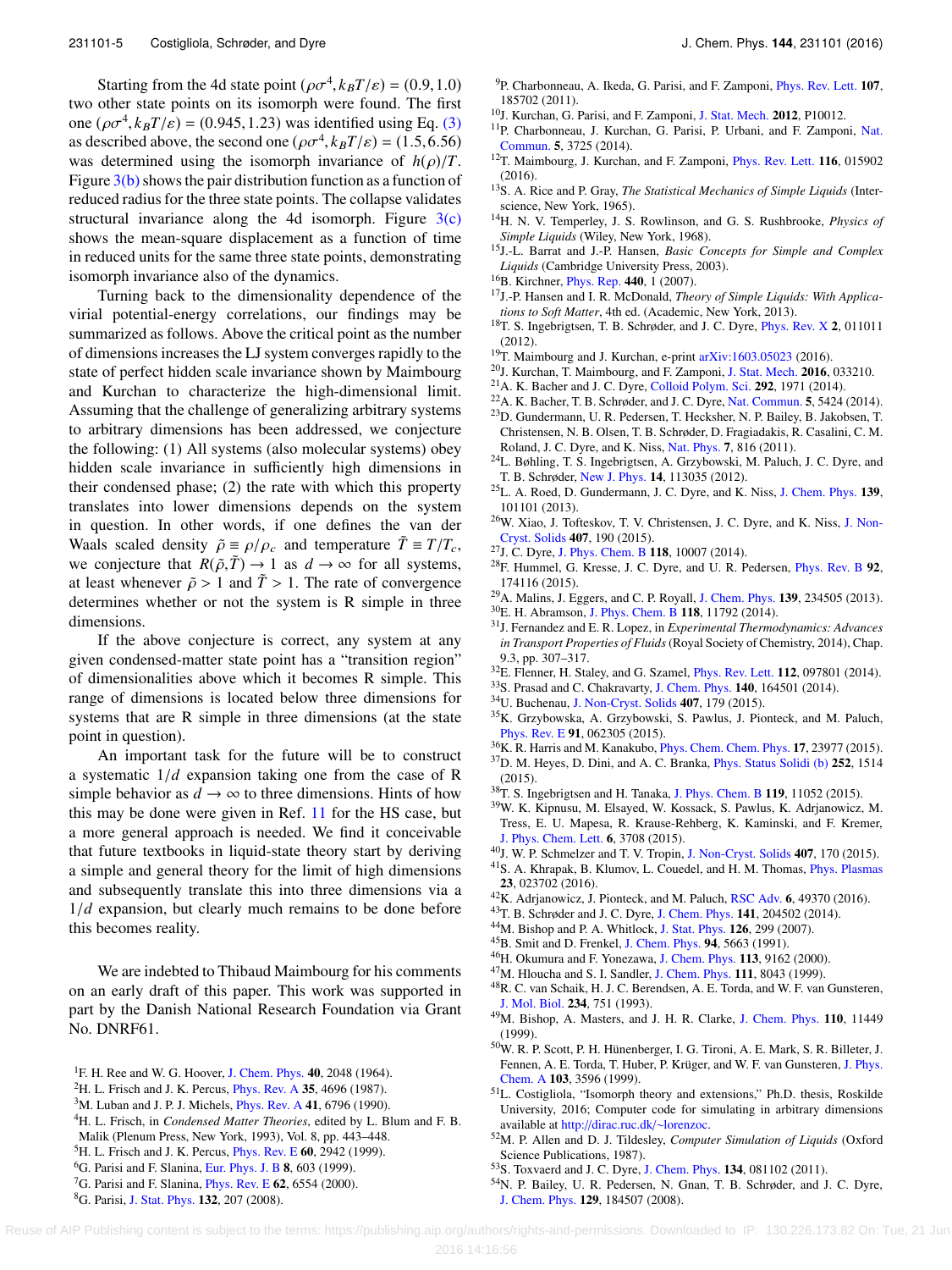Starting from the 4d state point $(\rho\sigma^4, k_BT/\varepsilon) = (0.9, 1.0)$ two other state points on its isomorph were found. The first one $(\rho\sigma^4, k_BT/\varepsilon) = (0.945, 1.23)$ was identified using Eq. (3) as described above, the second one $(\rho\sigma^4, k_BT/\varepsilon) = (1.5, 6.56)$ was determined using the isomorph invariance of $h(\rho)/T$. Figure 3(b) shows the pair distribution function as a function of reduced radius for the three state points. The collapse validates structural invariance along the 4d isomorph. Figure 3(c) shows the mean-square displacement as a function of time in reduced units for the same three state points, demonstrating isomorph invariance also of the dynamics.

Turning back to the dimensionality dependence of the virial potential-energy correlations, our findings may be summarized as follows. Above the critical point as the number of dimensions increases the LJ system converges rapidly to the state of perfect hidden scale invariance shown by Maimbourg and Kurchan to characterize the high-dimensional limit. Assuming that the challenge of generalizing arbitrary systems to arbitrary dimensions has been addressed, we conjecture the following: (1) All systems (also molecular systems) obey hidden scale invariance in sufficiently high dimensions in their condensed phase; (2) the rate with which this property translates into lower dimensions depends on the system in question. In other words, if one defines the van der Waals scaled density $\tilde{\rho} \equiv \rho/\rho_c$ and temperature $\tilde{T} \equiv T/T_c$, we conjecture that $R(\tilde{\rho}, \tilde{T}) \to 1$ as $d \to \infty$ for all systems, at least whenever $\tilde{\rho} > 1$ and $\tilde{T} > 1$. The rate of convergence determines whether or not the system is R simple in three dimensions.

If the above conjecture is correct, any system at any given condensed-matter state point has a "transition region" of dimensionalities above which it becomes R simple. This range of dimensions is located below three dimensions for systems that are R simple in three dimensions (at the state point in question).

An important task for the future will be to construct a systematic $1/d$ expansion taking one from the case of R simple behavior as $d \to \infty$ to three dimensions. Hints of how this may be done were given in Ref. 11 for the HS case, but a more general approach is needed. We find it conceivable that future textbooks in liquid-state theory start by deriving a simple and general theory for the limit of high dimensions and subsequently translate this into three dimensions via a $1/d$ expansion, but clearly much remains to be done before this becomes reality.

We are indebted to Thibaud Maimbourg for his comments on an early draft of this paper. This work was supported in part by the Danish National Research Foundation via Grant No. DNRF61.

[1] F. H. Ree and W. G. Hoover, J. Chem. Phys. **40**, 2048 (1964).
[2] H. L. Frisch and J. K. Percus, Phys. Rev. A **35**, 4696 (1987).
[3] M. Luban and J. P. J. Michels, Phys. Rev. A **41**, 6796 (1990).
[4] H. L. Frisch, in *Condensed Matter Theories*, edited by L. Blum and F. B. Malik (Plenum Press, New York, 1993), Vol. 8, pp. 443–448.
[5] H. L. Frisch and J. K. Percus, Phys. Rev. E **60**, 2942 (1999).
[6] G. Parisi and F. Slanina, Eur. Phys. J. B **8**, 603 (1999).
[7] G. Parisi and F. Slanina, Phys. Rev. E **62**, 6554 (2000).
[8] G. Parisi, J. Stat. Phys. **132**, 207 (2008).
[9] P. Charbonneau, A. Ikeda, G. Parisi, and F. Zamponi, Phys. Rev. Lett. **107**, 185702 (2011).
[10] J. Kurchan, G. Parisi, and F. Zamponi, J. Stat. Mech. **2012**, P10012.
[11] P. Charbonneau, J. Kurchan, G. Parisi, P. Urbani, and F. Zamponi, Nat. Commun. **5**, 3725 (2014).
[12] T. Maimbourg, J. Kurchan, and F. Zamponi, Phys. Rev. Lett. **116**, 015902 (2016).
[13] S. A. Rice and P. Gray, *The Statistical Mechanics of Simple Liquids* (Interscience, New York, 1965).
[14] H. N. V. Temperley, J. S. Rowlinson, and G. S. Rushbrooke, *Physics of Simple Liquids* (Wiley, New York, 1968).
[15] J.-L. Barrat and J.-P. Hansen, *Basic Concepts for Simple and Complex Liquids* (Cambridge University Press, 2003).
[16] B. Kirchner, Phys. Rep. **440**, 1 (2007).
[17] J.-P. Hansen and I. R. McDonald, *Theory of Simple Liquids: With Applications to Soft Matter*, 4th ed. (Academic, New York, 2013).
[18] T. S. Ingebrigtsen, T. B. Schrøder, and J. C. Dyre, Phys. Rev. X **2**, 011011 (2012).
[19] T. Maimbourg and J. Kurchan, e-print arXiv:1603.05023 (2016).
[20] J. Kurchan, T. Maimbourg, and F. Zamponi, J. Stat. Mech. **2016**, 033210.
[21] A. K. Bacher and J. C. Dyre, Colloid Polym. Sci. **292**, 1971 (2014).
[22] A. K. Bacher, T. B. Schrøder, and J. C. Dyre, Nat. Commun. **5**, 5424 (2014).
[23] D. Gundermann, U. R. Pedersen, T. Hecksher, N. P. Bailey, B. Jakobsen, T. Christensen, N. B. Olsen, T. B. Schrøder, D. Fragiadakis, R. Casalini, C. M. Roland, J. C. Dyre, and K. Niss, Nat. Phys. **7**, 816 (2011).
[24] L. Bøhling, T. S. Ingebrigtsen, A. Grzybowski, M. Paluch, J. C. Dyre, and T. B. Schrøder, New J. Phys. **14**, 113035 (2012).
[25] L. A. Roed, D. Gundermann, J. C. Dyre, and K. Niss, J. Chem. Phys. **139**, 101101 (2013).
[26] W. Xiao, J. Tofteskov, T. V. Christensen, J. C. Dyre, and K. Niss, J. Non-Cryst. Solids **407**, 190 (2015).
[27] J. C. Dyre, J. Phys. Chem. B **118**, 10007 (2014).
[28] F. Hummel, G. Kresse, J. C. Dyre, and U. R. Pedersen, Phys. Rev. B **92**, 174116 (2015).
[29] A. Malins, J. Eggers, and C. P. Royall, J. Chem. Phys. **139**, 234505 (2013).
[30] E. H. Abramson, J. Phys. Chem. B **118**, 11792 (2014).
[31] J. Fernandez and E. R. Lopez, in *Experimental Thermodynamics: Advances in Transport Properties of Fluids* (Royal Society of Chemistry, 2014), Chap. 9.3, pp. 307–317.
[32] E. Flenner, H. Staley, and G. Szamel, Phys. Rev. Lett. **112**, 097801 (2014).
[33] S. Prasad and C. Chakravarty, J. Chem. Phys. **140**, 164501 (2014).
[34] U. Buchenau, J. Non-Cryst. Solids **407**, 179 (2015).
[35] K. Grzybowska, A. Grzybowski, S. Pawlus, J. Pionteck, and M. Paluch, Phys. Rev. E **91**, 062305 (2015).
[36] K. R. Harris and M. Kanakubo, Phys. Chem. Chem. Phys. **17**, 23977 (2015).
[37] D. M. Heyes, D. Dini, and A. C. Branka, Phys. Status Solidi (b) **252**, 1514 (2015).
[38] T. S. Ingebrigtsen and H. Tanaka, J. Phys. Chem. B **119**, 11052 (2015).
[39] W. K. Kipnusu, M. Elsayed, W. Kossack, S. Pawlus, K. Adrjanowicz, M. Tress, E. U. Mapesa, R. Krause-Rehberg, K. Kaminski, and F. Kremer, J. Phys. Chem. Lett. **6**, 3708 (2015).
[40] J. W. P. Schmelzer and T. V. Tropin, J. Non-Cryst. Solids **407**, 170 (2015).
[41] S. A. Khrapak, B. Klumov, L. Couedel, and H. M. Thomas, Phys. Plasmas **23**, 023702 (2016).
[42] K. Adrjanowicz, J. Pionteck, and M. Paluch, RSC Adv. **6**, 49370 (2016).
[43] T. B. Schrøder and J. C. Dyre, J. Chem. Phys. **141**, 204502 (2014).
[44] M. Bishop and P. A. Whitlock, J. Stat. Phys. **126**, 299 (2007).
[45] B. Smit and D. Frenkel, J. Chem. Phys. **94**, 5663 (1991).
[46] H. Okumura and F. Yonezawa, J. Chem. Phys. **113**, 9162 (2000).
[47] M. Hloucha and S. I. Sandler, J. Chem. Phys. **111**, 8043 (1999).
[48] R. C. van Schaik, H. J. C. Berendsen, A. E. Torda, and W. F. van Gunsteren, J. Mol. Biol. **234**, 751 (1993).
[49] M. Bishop, A. Masters, and J. H. R. Clarke, J. Chem. Phys. **110**, 11449 (1999).
[50] W. R. P. Scott, P. H. Hünenberger, I. G. Tironi, A. E. Mark, S. R. Billeter, J. Fennen, A. E. Torda, T. Huber, P. Krüger, and W. F. van Gunsteren, J. Phys. Chem. A **103**, 3596 (1999).
[51] L. Costigliola, "Isomorph theory and extensions," Ph.D. thesis, Roskilde University, 2016; Computer code for simulating in arbitrary dimensions available at http://dirac.ruc.dk/~lorenzoc.
[52] M. P. Allen and D. J. Tildesley, *Computer Simulation of Liquids* (Oxford Science Publications, 1987).
[53] S. Toxvaerd and J. C. Dyre, J. Chem. Phys. **134**, 081102 (2011).
[54] N. P. Bailey, U. R. Pedersen, N. Gnan, T. B. Schrøder, and J. C. Dyre, J. Chem. Phys. **129**, 184507 (2008).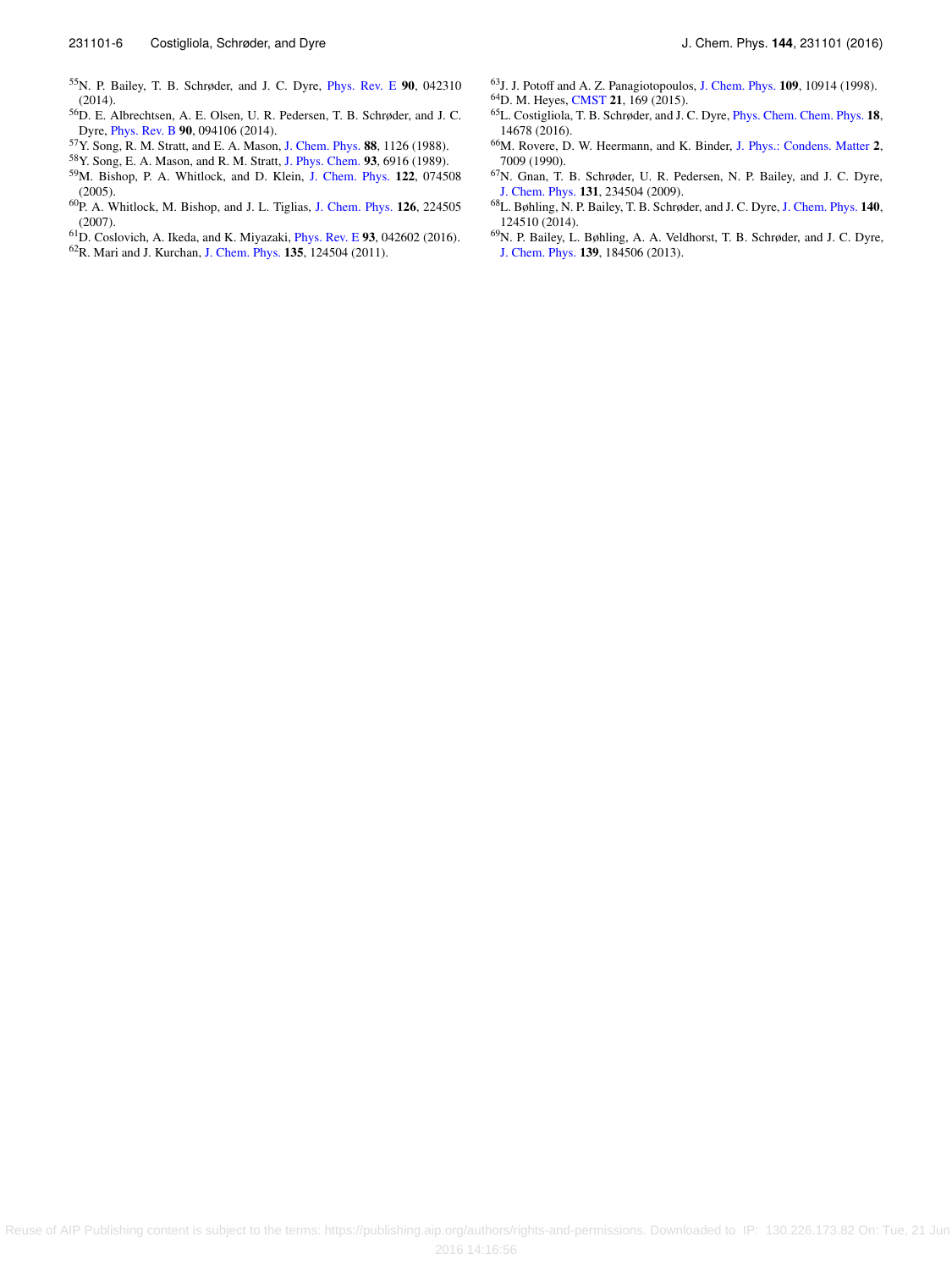[55]N. P. Bailey, T. B. Schrøder, and J. C. Dyre, Phys. Rev. E **90**, 042310 (2014).

[56]D. E. Albrechtsen, A. E. Olsen, U. R. Pedersen, T. B. Schrøder, and J. C. Dyre, Phys. Rev. B **90**, 094106 (2014).

[57]Y. Song, R. M. Stratt, and E. A. Mason, J. Chem. Phys. **88**, 1126 (1988).

[58]Y. Song, E. A. Mason, and R. M. Stratt, J. Phys. Chem. **93**, 6916 (1989).

[59]M. Bishop, P. A. Whitlock, and D. Klein, J. Chem. Phys. **122**, 074508 (2005).

[60]P. A. Whitlock, M. Bishop, and J. L. Tiglias, J. Chem. Phys. **126**, 224505 (2007).

[61]D. Coslovich, A. Ikeda, and K. Miyazaki, Phys. Rev. E **93**, 042602 (2016).

[62]R. Mari and J. Kurchan, J. Chem. Phys. **135**, 124504 (2011).

[63]J. J. Potoff and A. Z. Panagiotopoulos, J. Chem. Phys. **109**, 10914 (1998).

[64]D. M. Heyes, CMST **21**, 169 (2015).

[65]L. Costigliola, T. B. Schrøder, and J. C. Dyre, Phys. Chem. Chem. Phys. **18**, 14678 (2016).

[66]M. Rovere, D. W. Heermann, and K. Binder, J. Phys.: Condens. Matter **2**, 7009 (1990).

[67]N. Gnan, T. B. Schrøder, U. R. Pedersen, N. P. Bailey, and J. C. Dyre, J. Chem. Phys. **131**, 234504 (2009).

[68]L. Bøhling, N. P. Bailey, T. B. Schrøder, and J. C. Dyre, J. Chem. Phys. **140**, 124510 (2014).

[69]N. P. Bailey, L. Bøhling, A. A. Veldhorst, T. B. Schrøder, and J. C. Dyre, J. Chem. Phys. **139**, 184506 (2013).